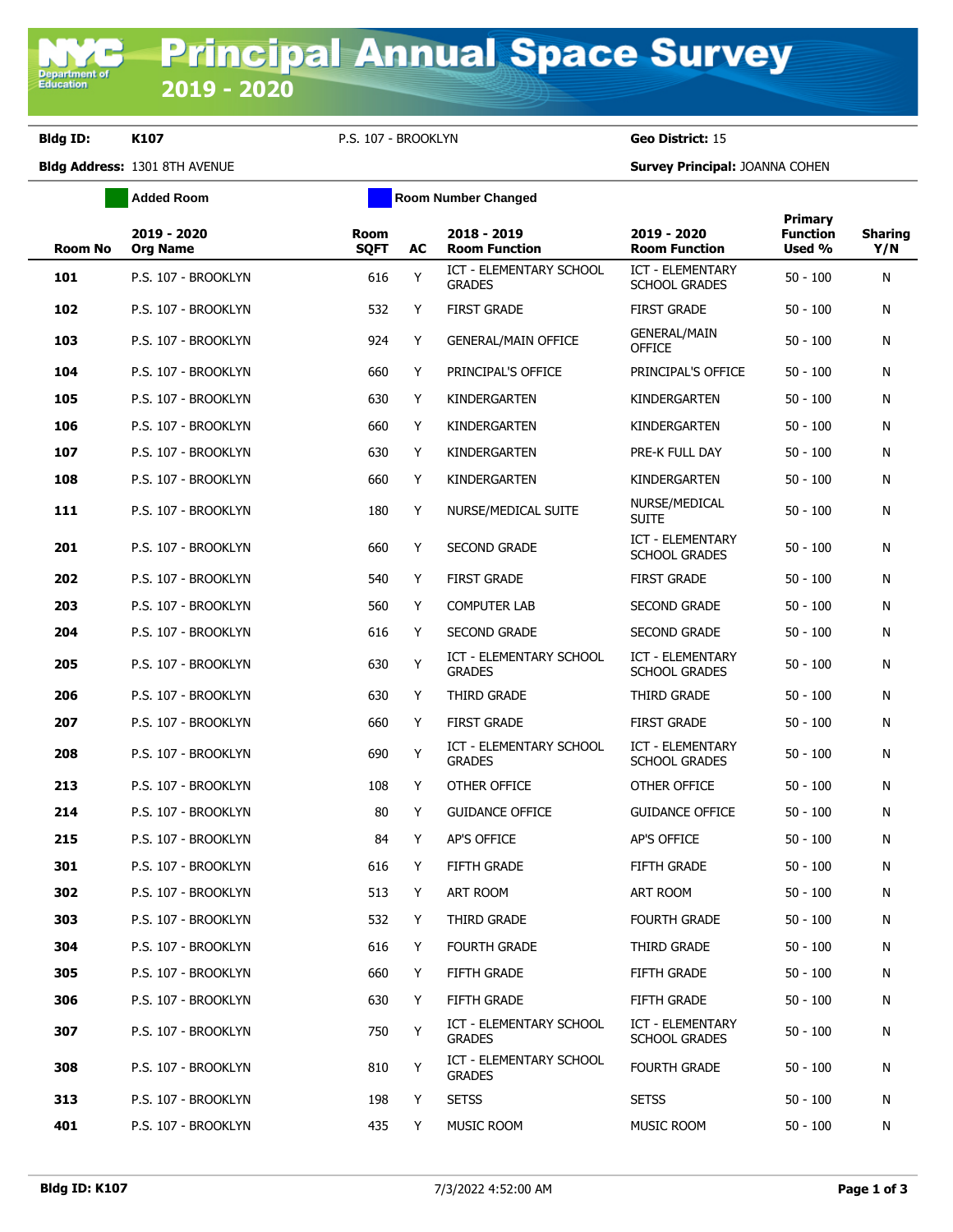# Principal Annual Space Survey

## 2019 - 2020

**Bldg ID:** K107 P.S. 107 - BROOKLYN **Geo District:** 15

**Bldg Address:** 1301 8TH AVENUE **Survey Principal:** JOANNA COHEN

Added Room | Room Number Changed

| Room No | 2019 - 2020 Org Name | Room SQFT | AC | 2018 - 2019 Room Function | 2019 - 2020 Room Function | Primary Function Used % | Sharing Y/N |
|---|---|---|---|---|---|---|---|
| 101 | P.S. 107 - BROOKLYN | 616 | Y | ICT - ELEMENTARY SCHOOL GRADES | ICT - ELEMENTARY SCHOOL GRADES | 50 - 100 | N |
| 102 | P.S. 107 - BROOKLYN | 532 | Y | FIRST GRADE | FIRST GRADE | 50 - 100 | N |
| 103 | P.S. 107 - BROOKLYN | 924 | Y | GENERAL/MAIN OFFICE | GENERAL/MAIN OFFICE | 50 - 100 | N |
| 104 | P.S. 107 - BROOKLYN | 660 | Y | PRINCIPAL'S OFFICE | PRINCIPAL'S OFFICE | 50 - 100 | N |
| 105 | P.S. 107 - BROOKLYN | 630 | Y | KINDERGARTEN | KINDERGARTEN | 50 - 100 | N |
| 106 | P.S. 107 - BROOKLYN | 660 | Y | KINDERGARTEN | KINDERGARTEN | 50 - 100 | N |
| 107 | P.S. 107 - BROOKLYN | 630 | Y | KINDERGARTEN | PRE-K FULL DAY | 50 - 100 | N |
| 108 | P.S. 107 - BROOKLYN | 660 | Y | KINDERGARTEN | KINDERGARTEN | 50 - 100 | N |
| 111 | P.S. 107 - BROOKLYN | 180 | Y | NURSE/MEDICAL SUITE | NURSE/MEDICAL SUITE | 50 - 100 | N |
| 201 | P.S. 107 - BROOKLYN | 660 | Y | SECOND GRADE | ICT - ELEMENTARY SCHOOL GRADES | 50 - 100 | N |
| 202 | P.S. 107 - BROOKLYN | 540 | Y | FIRST GRADE | FIRST GRADE | 50 - 100 | N |
| 203 | P.S. 107 - BROOKLYN | 560 | Y | COMPUTER LAB | SECOND GRADE | 50 - 100 | N |
| 204 | P.S. 107 - BROOKLYN | 616 | Y | SECOND GRADE | SECOND GRADE | 50 - 100 | N |
| 205 | P.S. 107 - BROOKLYN | 630 | Y | ICT - ELEMENTARY SCHOOL GRADES | ICT - ELEMENTARY SCHOOL GRADES | 50 - 100 | N |
| 206 | P.S. 107 - BROOKLYN | 630 | Y | THIRD GRADE | THIRD GRADE | 50 - 100 | N |
| 207 | P.S. 107 - BROOKLYN | 660 | Y | FIRST GRADE | FIRST GRADE | 50 - 100 | N |
| 208 | P.S. 107 - BROOKLYN | 690 | Y | ICT - ELEMENTARY SCHOOL GRADES | ICT - ELEMENTARY SCHOOL GRADES | 50 - 100 | N |
| 213 | P.S. 107 - BROOKLYN | 108 | Y | OTHER OFFICE | OTHER OFFICE | 50 - 100 | N |
| 214 | P.S. 107 - BROOKLYN | 80 | Y | GUIDANCE OFFICE | GUIDANCE OFFICE | 50 - 100 | N |
| 215 | P.S. 107 - BROOKLYN | 84 | Y | AP'S OFFICE | AP'S OFFICE | 50 - 100 | N |
| 301 | P.S. 107 - BROOKLYN | 616 | Y | FIFTH GRADE | FIFTH GRADE | 50 - 100 | N |
| 302 | P.S. 107 - BROOKLYN | 513 | Y | ART ROOM | ART ROOM | 50 - 100 | N |
| 303 | P.S. 107 - BROOKLYN | 532 | Y | THIRD GRADE | FOURTH GRADE | 50 - 100 | N |
| 304 | P.S. 107 - BROOKLYN | 616 | Y | FOURTH GRADE | THIRD GRADE | 50 - 100 | N |
| 305 | P.S. 107 - BROOKLYN | 660 | Y | FIFTH GRADE | FIFTH GRADE | 50 - 100 | N |
| 306 | P.S. 107 - BROOKLYN | 630 | Y | FIFTH GRADE | FIFTH GRADE | 50 - 100 | N |
| 307 | P.S. 107 - BROOKLYN | 750 | Y | ICT - ELEMENTARY SCHOOL GRADES | ICT - ELEMENTARY SCHOOL GRADES | 50 - 100 | N |
| 308 | P.S. 107 - BROOKLYN | 810 | Y | ICT - ELEMENTARY SCHOOL GRADES | FOURTH GRADE | 50 - 100 | N |
| 313 | P.S. 107 - BROOKLYN | 198 | Y | SETSS | SETSS | 50 - 100 | N |
| 401 | P.S. 107 - BROOKLYN | 435 | Y | MUSIC ROOM | MUSIC ROOM | 50 - 100 | N |

**Bldg ID: K107** 7/3/2022 4:52:00 AM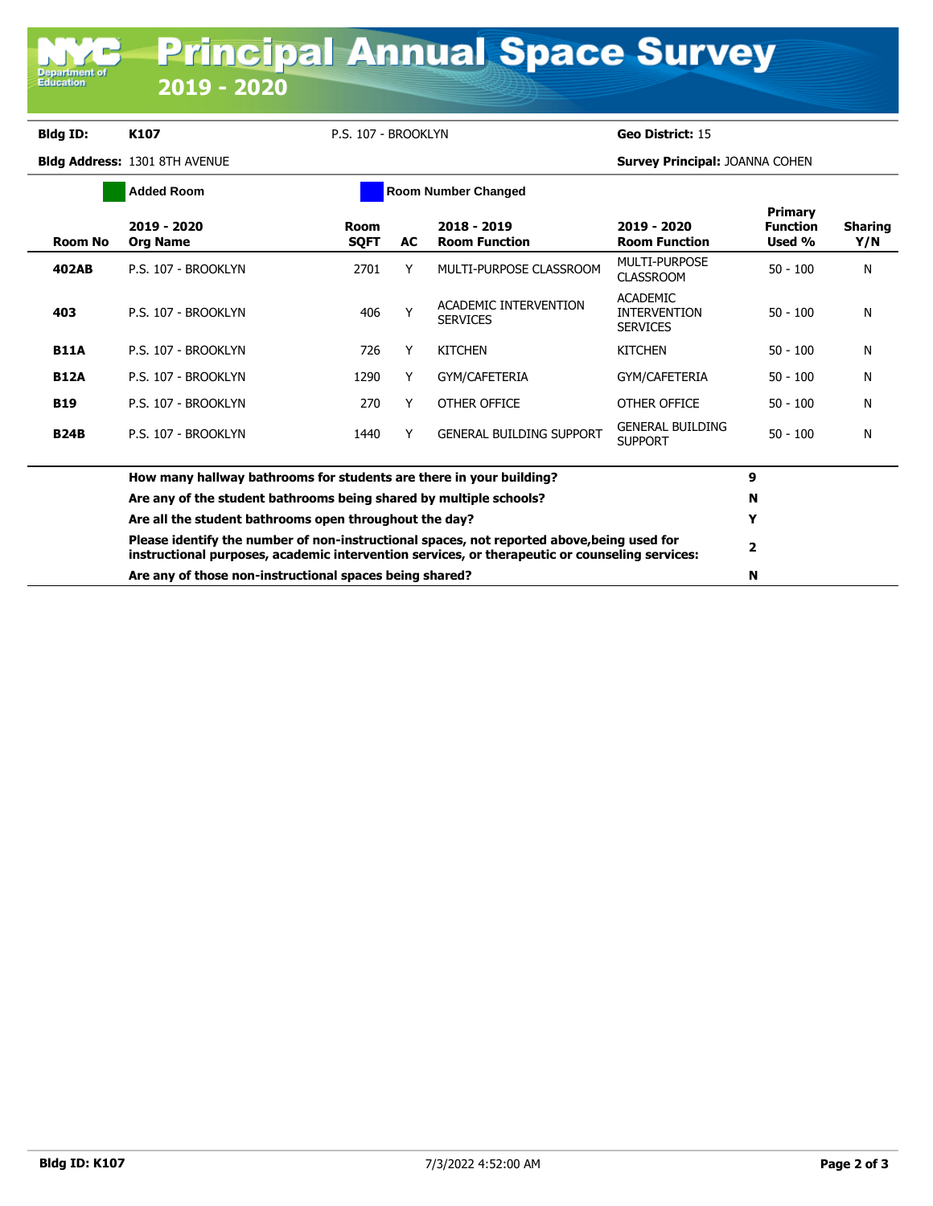# Principal Annual Space Survey

## 2019 - 2020

**Bldg ID:** K107 P.S. 107 - BROOKLYN **Geo District:** 15

**Bldg Address:** 1301 8TH AVENUE **Survey Principal:** JOANNA COHEN

Added Room | Room Number Changed

| Room No | 2019 - 2020 Org Name | Room SQFT | AC | 2018 - 2019 Room Function | 2019 - 2020 Room Function | Primary Function Used % | Sharing Y/N |
|---|---|---|---|---|---|---|---|
| **402AB** | P.S. 107 - BROOKLYN | 2701 | Y | MULTI-PURPOSE CLASSROOM | MULTI-PURPOSE CLASSROOM | 50 - 100 | N |
| **403** | P.S. 107 - BROOKLYN | 406 | Y | ACADEMIC INTERVENTION SERVICES | ACADEMIC INTERVENTION SERVICES | 50 - 100 | N |
| **B11A** | P.S. 107 - BROOKLYN | 726 | Y | KITCHEN | KITCHEN | 50 - 100 | N |
| **B12A** | P.S. 107 - BROOKLYN | 1290 | Y | GYM/CAFETERIA | GYM/CAFETERIA | 50 - 100 | N |
| **B19** | P.S. 107 - BROOKLYN | 270 | Y | OTHER OFFICE | OTHER OFFICE | 50 - 100 | N |
| **B24B** | P.S. 107 - BROOKLYN | 1440 | Y | GENERAL BUILDING SUPPORT | GENERAL BUILDING SUPPORT | 50 - 100 | N |

| Question | Answer |
|---|---|
| **How many hallway bathrooms for students are there in your building?** | **9** |
| **Are any of the student bathrooms being shared by multiple schools?** | **N** |
| **Are all the student bathrooms open throughout the day?** | **Y** |
| **Please identify the number of non-instructional spaces, not reported above,being used for instructional purposes, academic intervention services, or therapeutic or counseling services:** | **2** |
| **Are any of those non-instructional spaces being shared?** | **N** |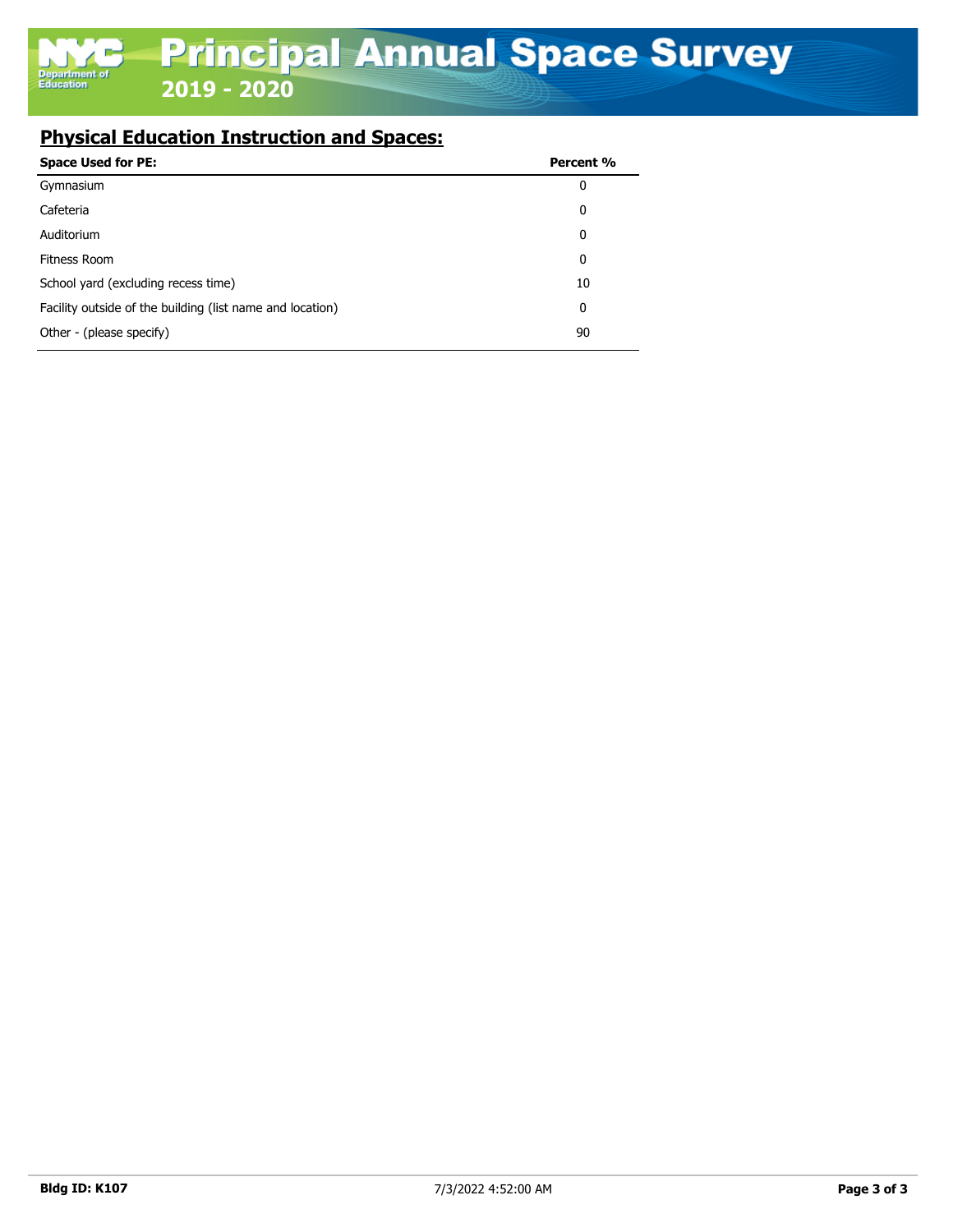## Physical Education Instruction and Spaces:

| Space Used for PE: | Percent % |
|---|---|
| Gymnasium | 0 |
| Cafeteria | 0 |
| Auditorium | 0 |
| Fitness Room | 0 |
| School yard (excluding recess time) | 10 |
| Facility outside of the building (list name and location) | 0 |
| Other - (please specify) | 90 |

**Bldg ID: K107** 7/3/2022 4:52:00 AM